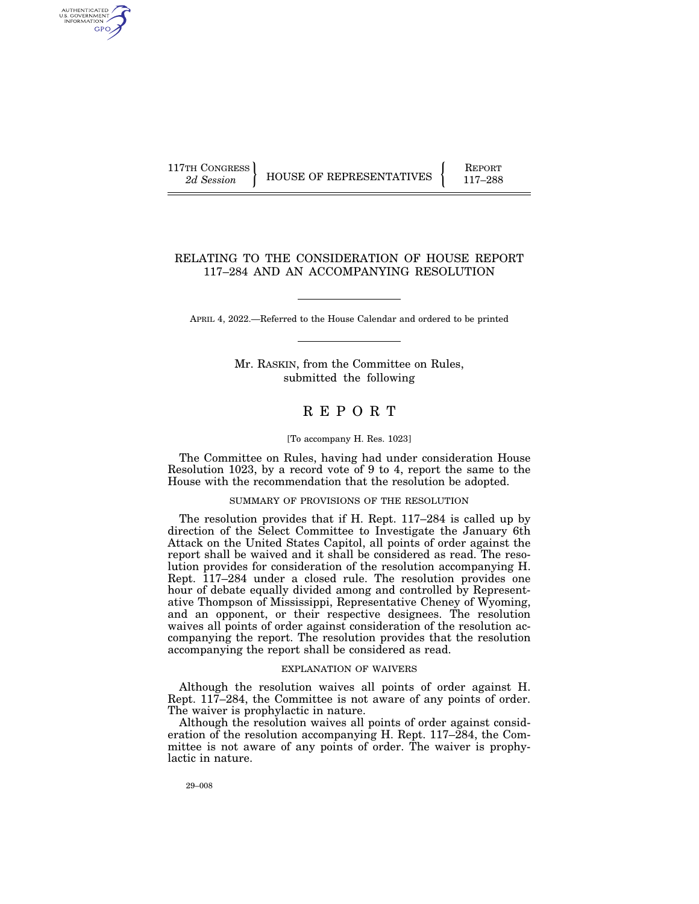117TH CONGRESS
*2d Session*

HOUSE OF REPRESENTATIVES

REPORT
117–288

# RELATING TO THE CONSIDERATION OF HOUSE REPORT 117–284 AND AN ACCOMPANYING RESOLUTION

APRIL 4, 2022.—Referred to the House Calendar and ordered to be printed

Mr. RASKIN, from the Committee on Rules, submitted the following

# R E P O R T

[To accompany H. Res. 1023]

The Committee on Rules, having had under consideration House Resolution 1023, by a record vote of 9 to 4, report the same to the House with the recommendation that the resolution be adopted.

## SUMMARY OF PROVISIONS OF THE RESOLUTION

The resolution provides that if H. Rept. 117–284 is called up by direction of the Select Committee to Investigate the January 6th Attack on the United States Capitol, all points of order against the report shall be waived and it shall be considered as read. The resolution provides for consideration of the resolution accompanying H. Rept. 117–284 under a closed rule. The resolution provides one hour of debate equally divided among and controlled by Representative Thompson of Mississippi, Representative Cheney of Wyoming, and an opponent, or their respective designees. The resolution waives all points of order against consideration of the resolution accompanying the report. The resolution provides that the resolution accompanying the report shall be considered as read.

## EXPLANATION OF WAIVERS

Although the resolution waives all points of order against H. Rept. 117–284, the Committee is not aware of any points of order. The waiver is prophylactic in nature.

Although the resolution waives all points of order against consideration of the resolution accompanying H. Rept. 117–284, the Committee is not aware of any points of order. The waiver is prophylactic in nature.

29–008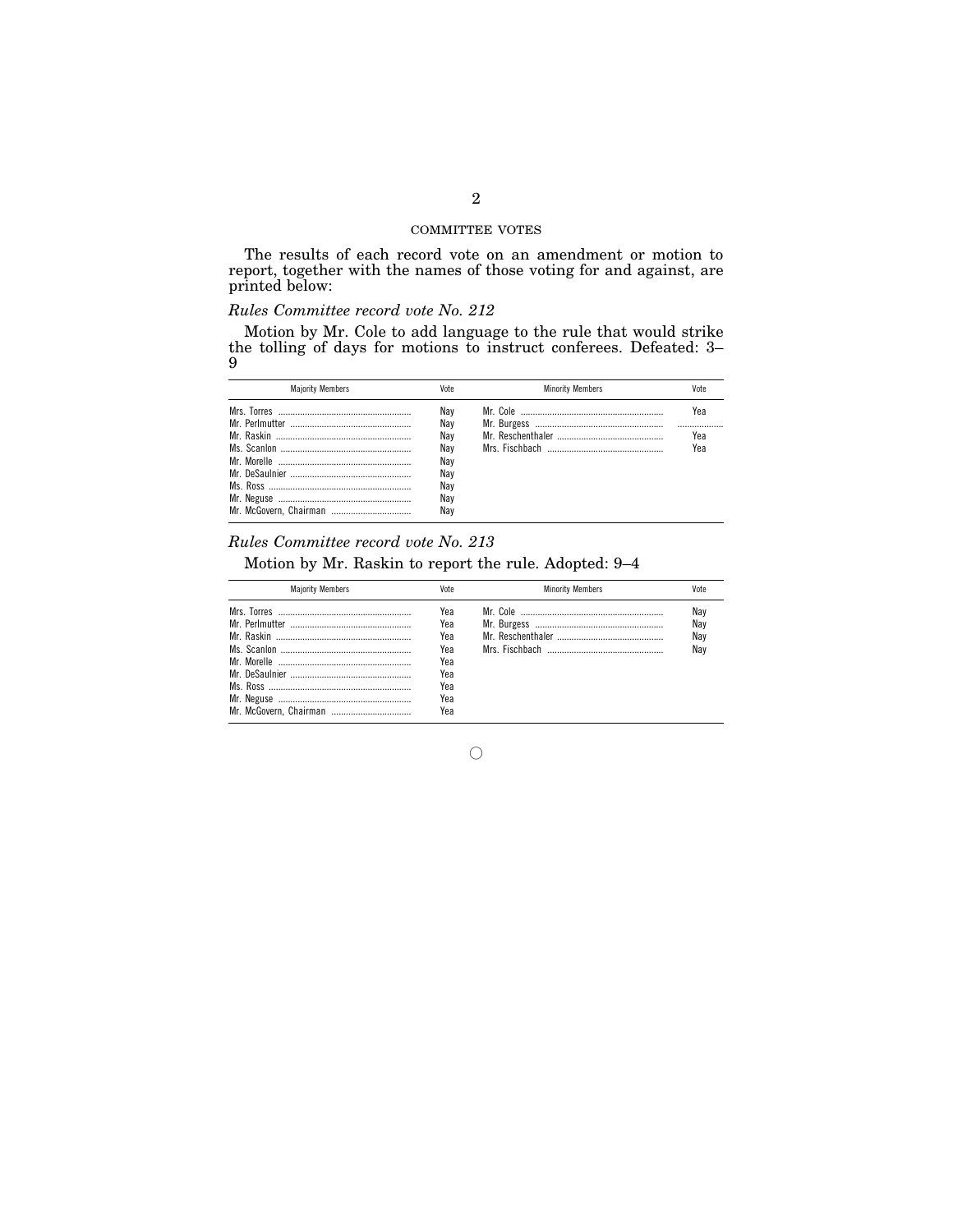## COMMITTEE VOTES

The results of each record vote on an amendment or motion to report, together with the names of those voting for and against, are printed below:

### *Rules Committee record vote No. 212*

Motion by Mr. Cole to add language to the rule that would strike the tolling of days for motions to instruct conferees. Defeated: 3–9

| Majority Members | Vote | Minority Members | Vote |
|---|---|---|---|
| Mrs. Torres | Nay | Mr. Cole | Yea |
| Mr. Perlmutter | Nay | Mr. Burgess | |
| Mr. Raskin | Nay | Mr. Reschenthaler | Yea |
| Ms. Scanlon | Nay | Mrs. Fischbach | Yea |
| Mr. Morelle | Nay | | |
| Mr. DeSaulnier | Nay | | |
| Ms. Ross | Nay | | |
| Mr. Neguse | Nay | | |
| Mr. McGovern, Chairman | Nay | | |

### *Rules Committee record vote No. 213*

Motion by Mr. Raskin to report the rule. Adopted: 9–4

| Majority Members | Vote | Minority Members | Vote |
|---|---|---|---|
| Mrs. Torres | Yea | Mr. Cole | Nay |
| Mr. Perlmutter | Yea | Mr. Burgess | Nay |
| Mr. Raskin | Yea | Mr. Reschenthaler | Nay |
| Ms. Scanlon | Yea | Mrs. Fischbach | Nay |
| Mr. Morelle | Yea | | |
| Mr. DeSaulnier | Yea | | |
| Ms. Ross | Yea | | |
| Mr. Neguse | Yea | | |
| Mr. McGovern, Chairman | Yea | | |